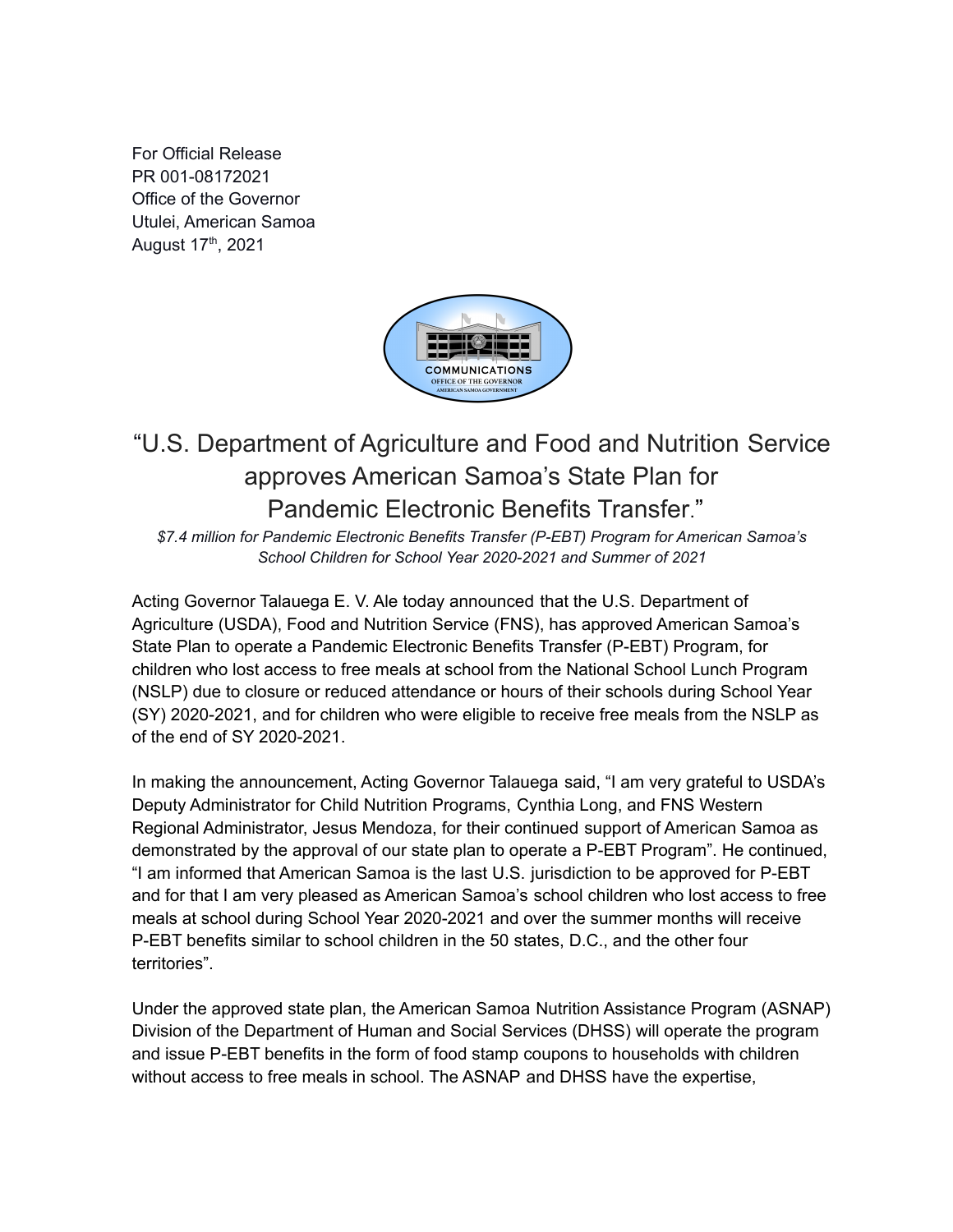For Official Release
PR 001-08172021
Office of the Governor
Utulei, American Samoa
August 17th, 2021

# "U.S. Department of Agriculture and Food and Nutrition Service approves American Samoa's State Plan for Pandemic Electronic Benefits Transfer."

*$7.4 million for Pandemic Electronic Benefits Transfer (P-EBT) Program for American Samoa's School Children for School Year 2020-2021 and Summer of 2021*

Acting Governor Talauega E. V. Ale today announced that the U.S. Department of Agriculture (USDA), Food and Nutrition Service (FNS), has approved American Samoa's State Plan to operate a Pandemic Electronic Benefits Transfer (P-EBT) Program, for children who lost access to free meals at school from the National School Lunch Program (NSLP) due to closure or reduced attendance or hours of their schools during School Year (SY) 2020-2021, and for children who were eligible to receive free meals from the NSLP as of the end of SY 2020-2021.

In making the announcement, Acting Governor Talauega said, "I am very grateful to USDA's Deputy Administrator for Child Nutrition Programs, Cynthia Long, and FNS Western Regional Administrator, Jesus Mendoza, for their continued support of American Samoa as demonstrated by the approval of our state plan to operate a P-EBT Program". He continued, "I am informed that American Samoa is the last U.S. jurisdiction to be approved for P-EBT and for that I am very pleased as American Samoa's school children who lost access to free meals at school during School Year 2020-2021 and over the summer months will receive P-EBT benefits similar to school children in the 50 states, D.C., and the other four territories".

Under the approved state plan, the American Samoa Nutrition Assistance Program (ASNAP) Division of the Department of Human and Social Services (DHSS) will operate the program and issue P-EBT benefits in the form of food stamp coupons to households with children without access to free meals in school. The ASNAP and DHSS have the expertise,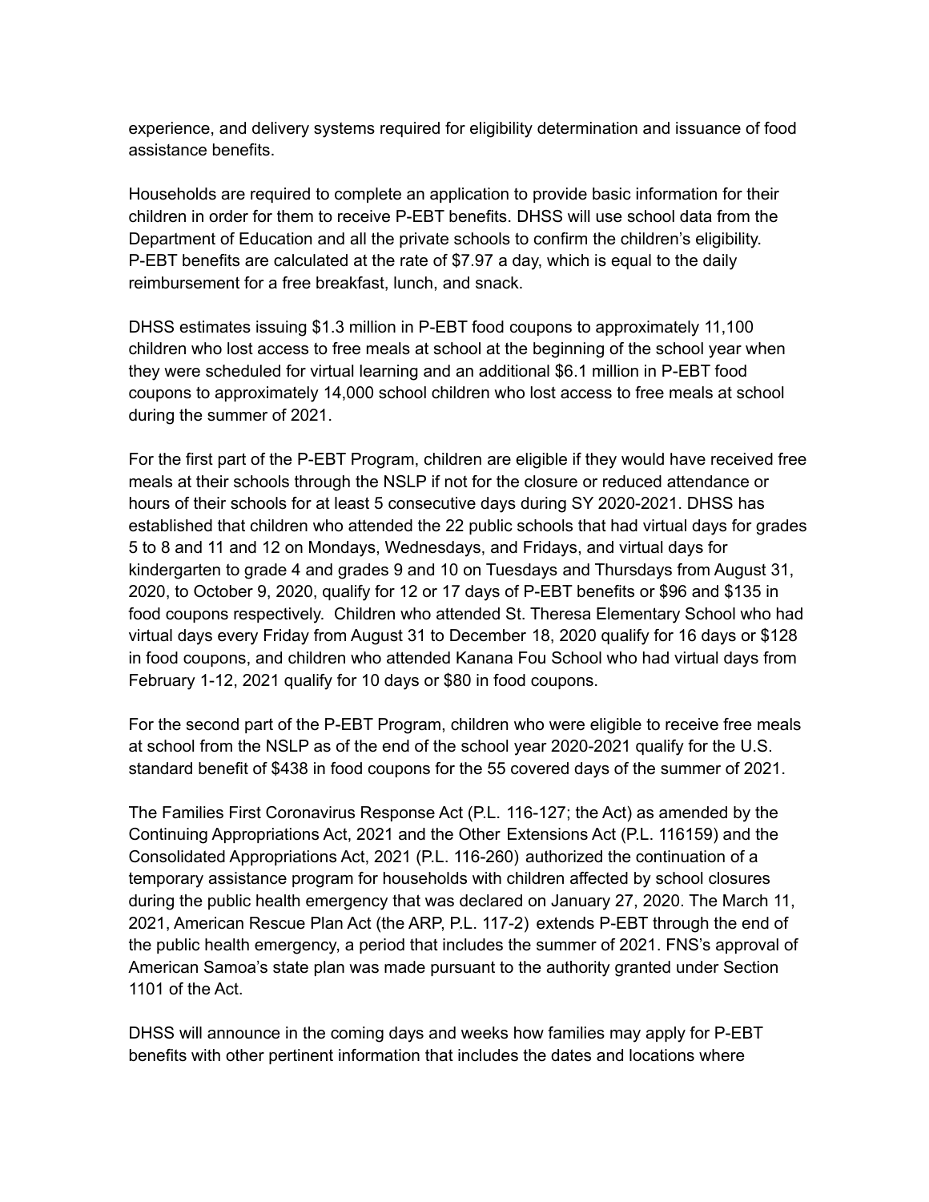experience, and delivery systems required for eligibility determination and issuance of food assistance benefits.

Households are required to complete an application to provide basic information for their children in order for them to receive P-EBT benefits. DHSS will use school data from the Department of Education and all the private schools to confirm the children's eligibility. P-EBT benefits are calculated at the rate of $7.97 a day, which is equal to the daily reimbursement for a free breakfast, lunch, and snack.

DHSS estimates issuing $1.3 million in P-EBT food coupons to approximately 11,100 children who lost access to free meals at school at the beginning of the school year when they were scheduled for virtual learning and an additional $6.1 million in P-EBT food coupons to approximately 14,000 school children who lost access to free meals at school during the summer of 2021.

For the first part of the P-EBT Program, children are eligible if they would have received free meals at their schools through the NSLP if not for the closure or reduced attendance or hours of their schools for at least 5 consecutive days during SY 2020-2021. DHSS has established that children who attended the 22 public schools that had virtual days for grades 5 to 8 and 11 and 12 on Mondays, Wednesdays, and Fridays, and virtual days for kindergarten to grade 4 and grades 9 and 10 on Tuesdays and Thursdays from August 31, 2020, to October 9, 2020, qualify for 12 or 17 days of P-EBT benefits or $96 and $135 in food coupons respectively. Children who attended St. Theresa Elementary School who had virtual days every Friday from August 31 to December 18, 2020 qualify for 16 days or $128 in food coupons, and children who attended Kanana Fou School who had virtual days from February 1-12, 2021 qualify for 10 days or $80 in food coupons.

For the second part of the P-EBT Program, children who were eligible to receive free meals at school from the NSLP as of the end of the school year 2020-2021 qualify for the U.S. standard benefit of $438 in food coupons for the 55 covered days of the summer of 2021.

The Families First Coronavirus Response Act (P.L. 116-127; the Act) as amended by the Continuing Appropriations Act, 2021 and the Other Extensions Act (P.L. 116159) and the Consolidated Appropriations Act, 2021 (P.L. 116-260) authorized the continuation of a temporary assistance program for households with children affected by school closures during the public health emergency that was declared on January 27, 2020. The March 11, 2021, American Rescue Plan Act (the ARP, P.L. 117-2) extends P-EBT through the end of the public health emergency, a period that includes the summer of 2021. FNS's approval of American Samoa's state plan was made pursuant to the authority granted under Section 1101 of the Act.

DHSS will announce in the coming days and weeks how families may apply for P-EBT benefits with other pertinent information that includes the dates and locations where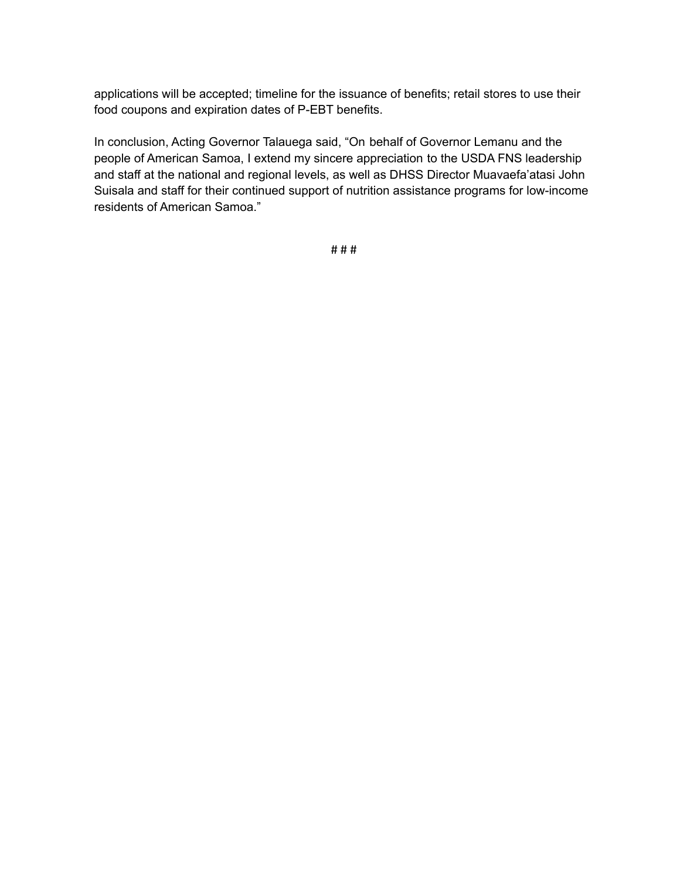applications will be accepted; timeline for the issuance of benefits; retail stores to use their food coupons and expiration dates of P-EBT benefits.

In conclusion, Acting Governor Talauega said, "On behalf of Governor Lemanu and the people of American Samoa, I extend my sincere appreciation to the USDA FNS leadership and staff at the national and regional levels, as well as DHSS Director Muavaefa'atasi John Suisala and staff for their continued support of nutrition assistance programs for low-income residents of American Samoa."

# # #